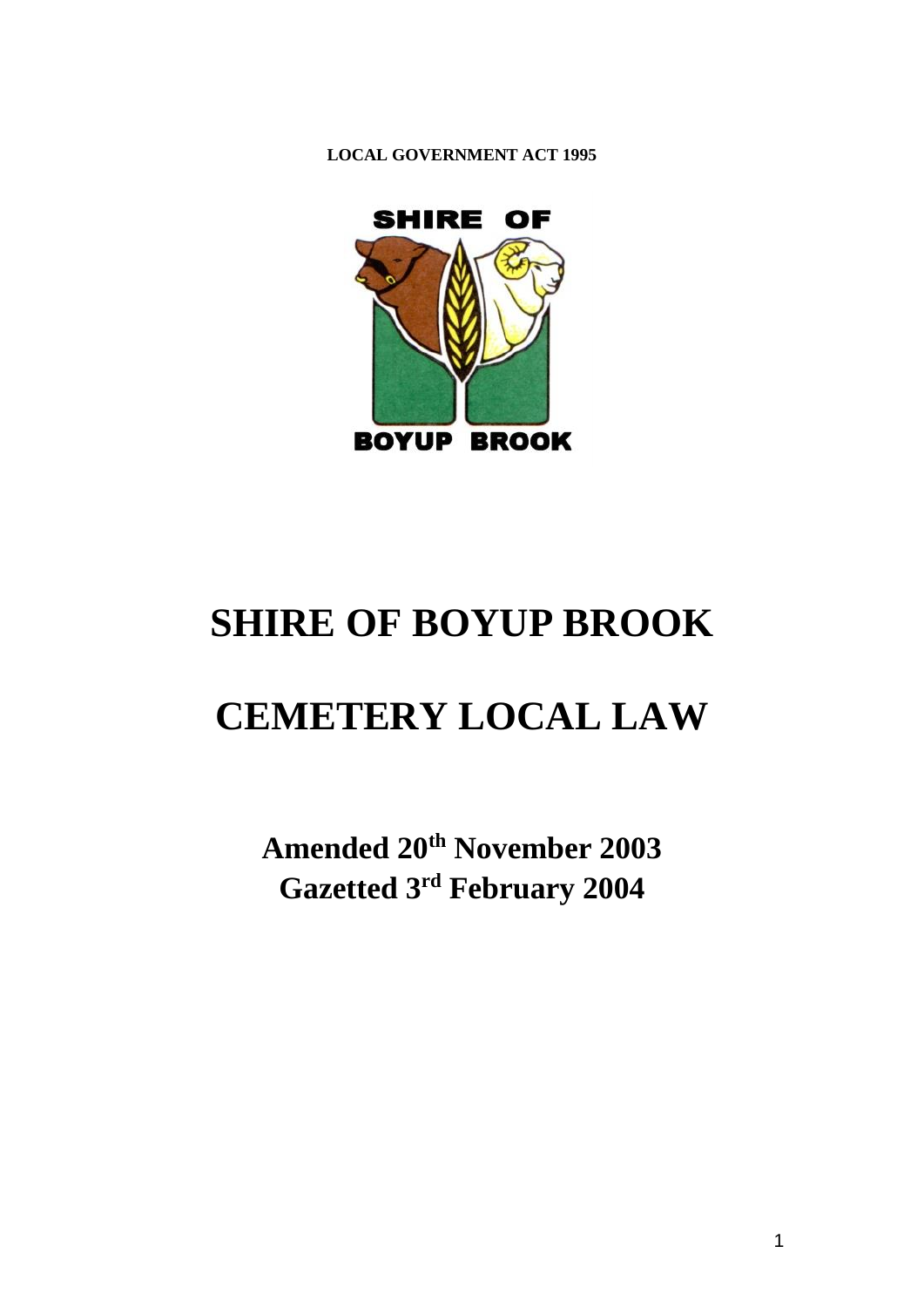**LOCAL GOVERNMENT ACT 1995**

SHIRE OF

BOYUP BROOK

# SHIRE OF BOYUP BROOK

# CEMETERY LOCAL LAW

**Amended 20th November 2003**
**Gazetted 3rd February 2004**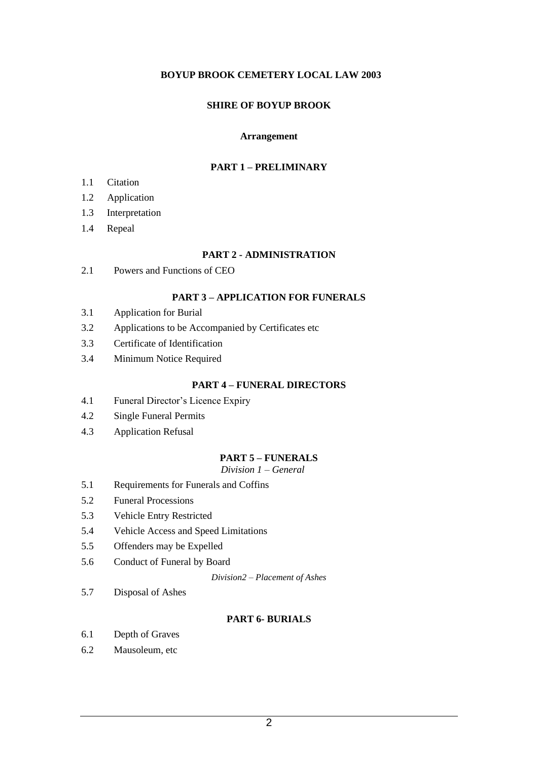**BOYUP BROOK CEMETERY LOCAL LAW 2003**

**SHIRE OF BOYUP BROOK**

**Arrangement**

**PART 1 – PRELIMINARY**

1.1 Citation
1.2 Application
1.3 Interpretation
1.4 Repeal

**PART 2 - ADMINISTRATION**

2.1 Powers and Functions of CEO

**PART 3 – APPLICATION FOR FUNERALS**

3.1 Application for Burial
3.2 Applications to be Accompanied by Certificates etc
3.3 Certificate of Identification
3.4 Minimum Notice Required

**PART 4 – FUNERAL DIRECTORS**

4.1 Funeral Director's Licence Expiry
4.2 Single Funeral Permits
4.3 Application Refusal

**PART 5 – FUNERALS**

*Division 1 – General*

5.1 Requirements for Funerals and Coffins
5.2 Funeral Processions
5.3 Vehicle Entry Restricted
5.4 Vehicle Access and Speed Limitations
5.5 Offenders may be Expelled
5.6 Conduct of Funeral by Board

*Division2 – Placement of Ashes*

5.7 Disposal of Ashes

**PART 6- BURIALS**

6.1 Depth of Graves
6.2 Mausoleum, etc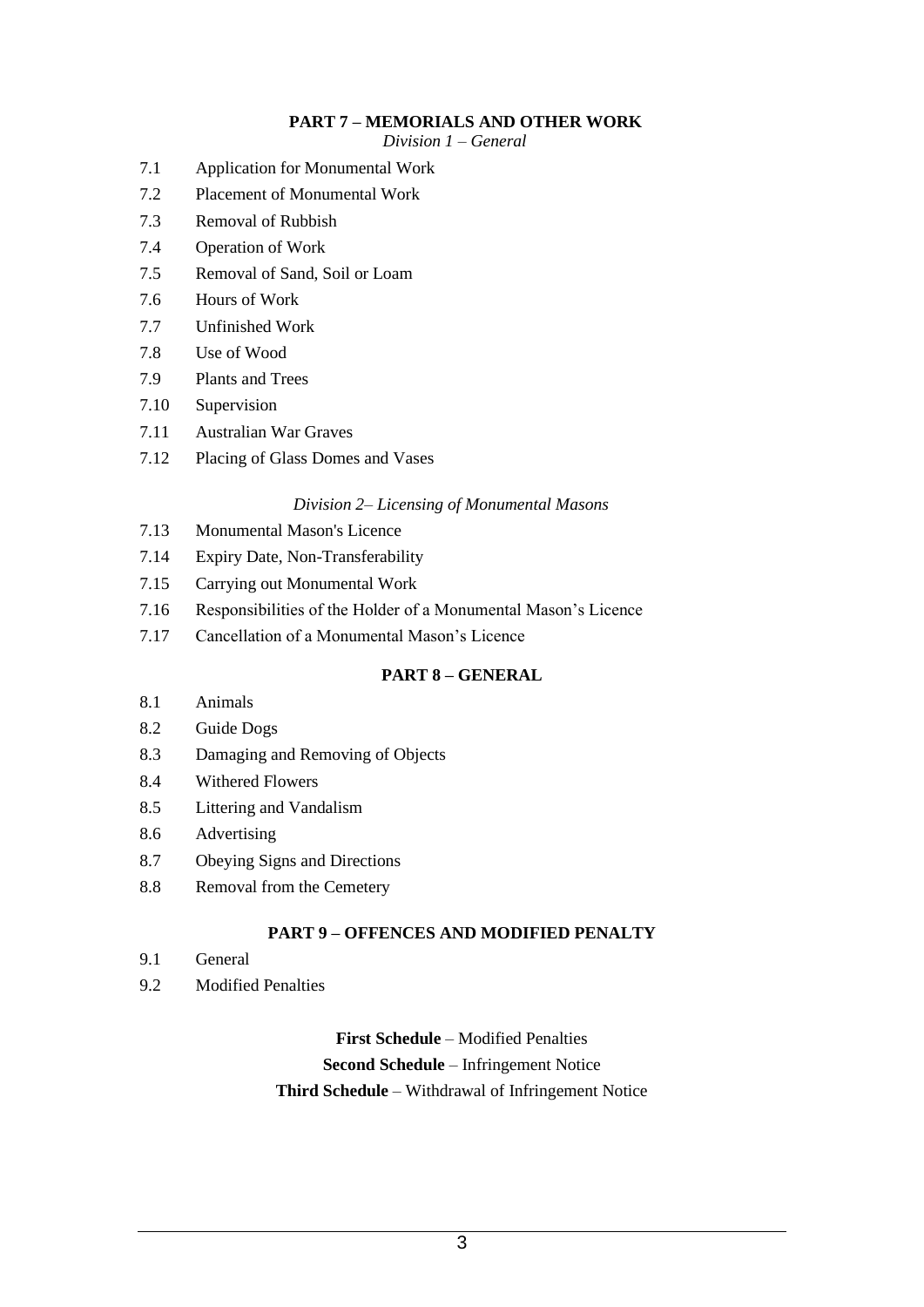## PART 7 – MEMORIALS AND OTHER WORK

*Division 1 – General*

7.1 Application for Monumental Work

7.2 Placement of Monumental Work

7.3 Removal of Rubbish

7.4 Operation of Work

7.5 Removal of Sand, Soil or Loam

7.6 Hours of Work

7.7 Unfinished Work

7.8 Use of Wood

7.9 Plants and Trees

7.10 Supervision

7.11 Australian War Graves

7.12 Placing of Glass Domes and Vases

*Division 2– Licensing of Monumental Masons*

7.13 Monumental Mason's Licence

7.14 Expiry Date, Non-Transferability

7.15 Carrying out Monumental Work

7.16 Responsibilities of the Holder of a Monumental Mason's Licence

7.17 Cancellation of a Monumental Mason's Licence

## PART 8 – GENERAL

8.1 Animals

8.2 Guide Dogs

8.3 Damaging and Removing of Objects

8.4 Withered Flowers

8.5 Littering and Vandalism

8.6 Advertising

8.7 Obeying Signs and Directions

8.8 Removal from the Cemetery

## PART 9 – OFFENCES AND MODIFIED PENALTY

9.1 General

9.2 Modified Penalties

**First Schedule** – Modified Penalties

**Second Schedule** – Infringement Notice

**Third Schedule** – Withdrawal of Infringement Notice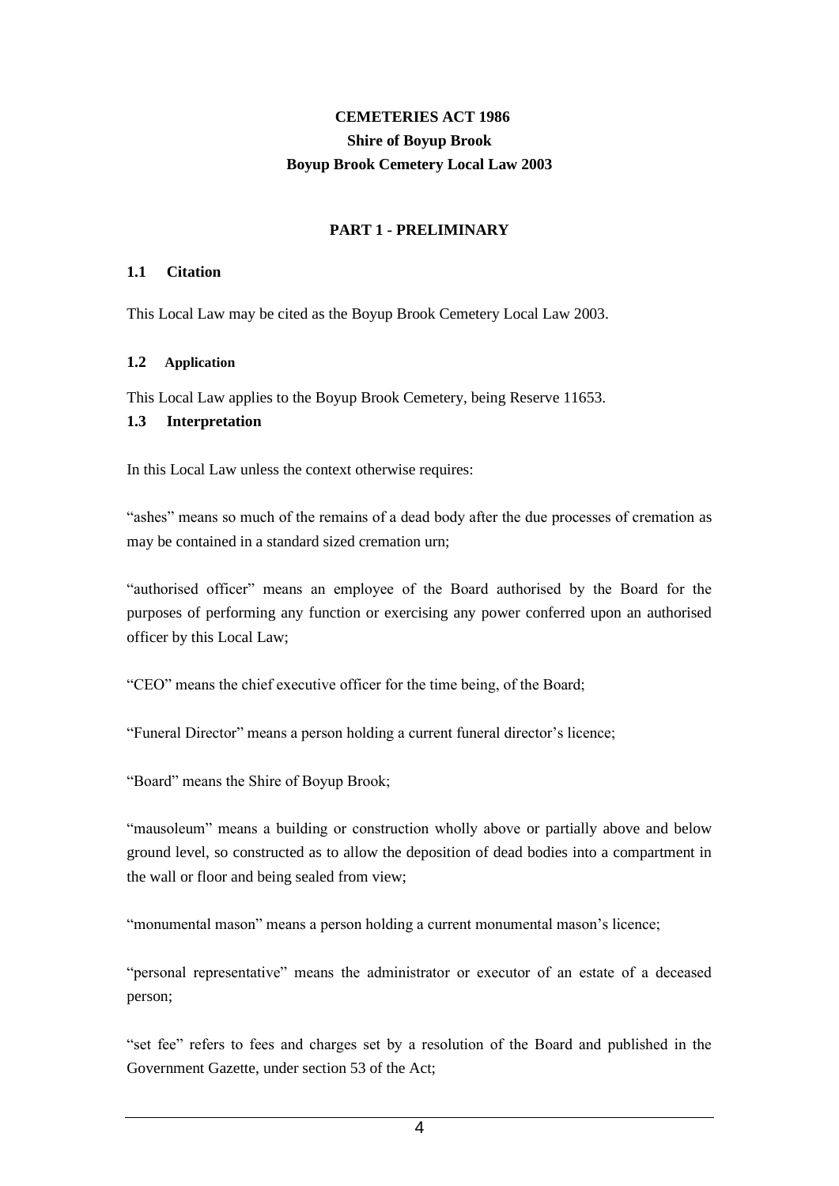# CEMETERIES ACT 1986

## Shire of Boyup Brook

## Boyup Brook Cemetery Local Law 2003

### PART 1 - PRELIMINARY

#### 1.1 Citation

This Local Law may be cited as the Boyup Brook Cemetery Local Law 2003.

#### 1.2 Application

This Local Law applies to the Boyup Brook Cemetery, being Reserve 11653.

#### 1.3 Interpretation

In this Local Law unless the context otherwise requires:

"ashes" means so much of the remains of a dead body after the due processes of cremation as may be contained in a standard sized cremation urn;

"authorised officer" means an employee of the Board authorised by the Board for the purposes of performing any function or exercising any power conferred upon an authorised officer by this Local Law;

"CEO" means the chief executive officer for the time being, of the Board;

"Funeral Director" means a person holding a current funeral director's licence;

"Board" means the Shire of Boyup Brook;

"mausoleum" means a building or construction wholly above or partially above and below ground level, so constructed as to allow the deposition of dead bodies into a compartment in the wall or floor and being sealed from view;

"monumental mason" means a person holding a current monumental mason's licence;

"personal representative" means the administrator or executor of an estate of a deceased person;

"set fee" refers to fees and charges set by a resolution of the Board and published in the Government Gazette, under section 53 of the Act;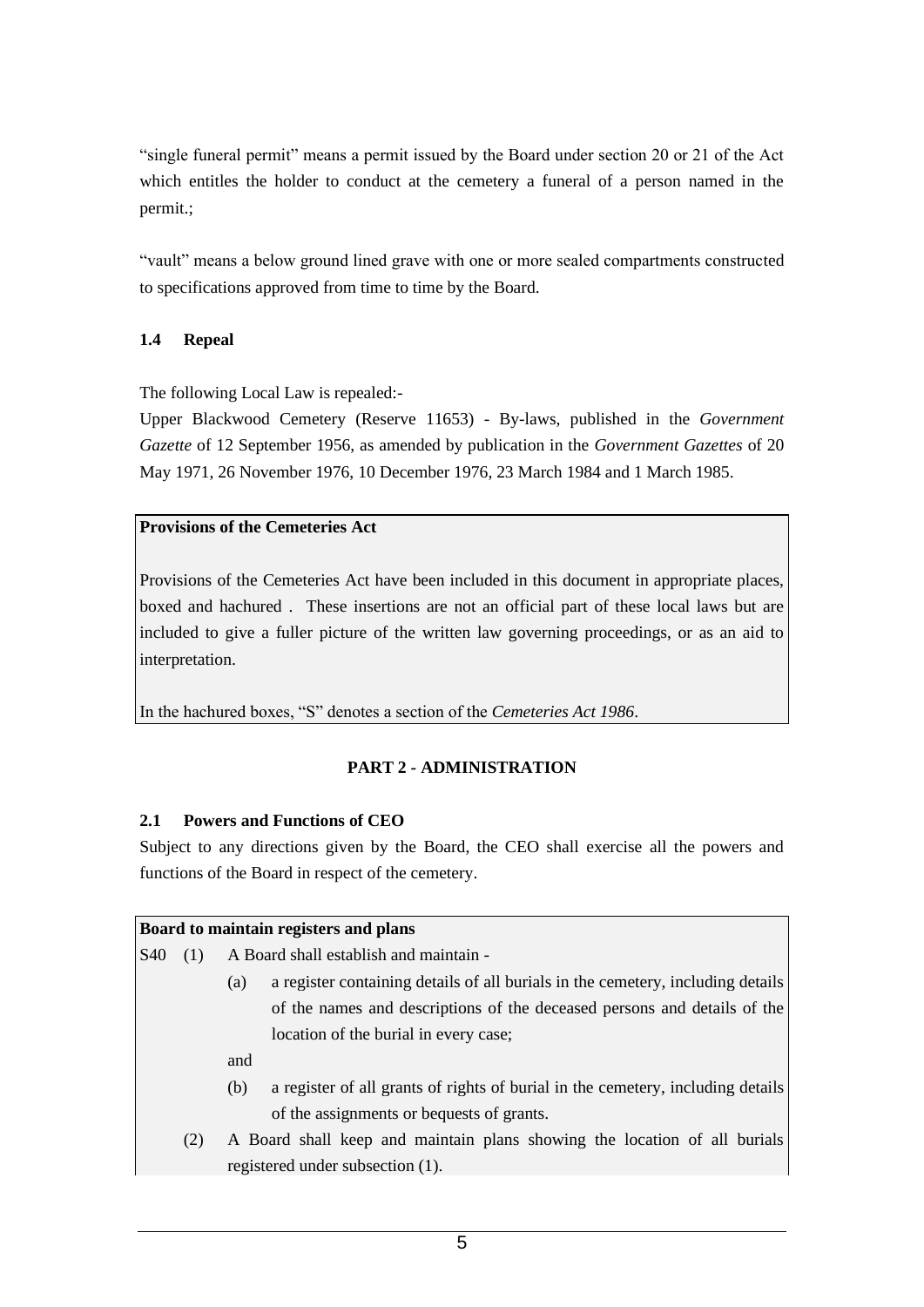"single funeral permit" means a permit issued by the Board under section 20 or 21 of the Act which entitles the holder to conduct at the cemetery a funeral of a person named in the permit.;

"vault" means a below ground lined grave with one or more sealed compartments constructed to specifications approved from time to time by the Board.

### 1.4 Repeal

The following Local Law is repealed:-

Upper Blackwood Cemetery (Reserve 11653) - By-laws, published in the *Government Gazette* of 12 September 1956, as amended by publication in the *Government Gazettes* of 20 May 1971, 26 November 1976, 10 December 1976, 23 March 1984 and 1 March 1985.

> **Provisions of the Cemeteries Act**
>
> Provisions of the Cemeteries Act have been included in this document in appropriate places, boxed and hachured . These insertions are not an official part of these local laws but are included to give a fuller picture of the written law governing proceedings, or as an aid to interpretation.
>
> In the hachured boxes, "S" denotes a section of the *Cemeteries Act 1986*.

## PART 2 - ADMINISTRATION

### 2.1 Powers and Functions of CEO

Subject to any directions given by the Board, the CEO shall exercise all the powers and functions of the Board in respect of the cemetery.

> **Board to maintain registers and plans**
>
> S40 (1) A Board shall establish and maintain -
>
> (a) a register containing details of all burials in the cemetery, including details of the names and descriptions of the deceased persons and details of the location of the burial in every case;
>
> and
>
> (b) a register of all grants of rights of burial in the cemetery, including details of the assignments or bequests of grants.
>
> (2) A Board shall keep and maintain plans showing the location of all burials registered under subsection (1).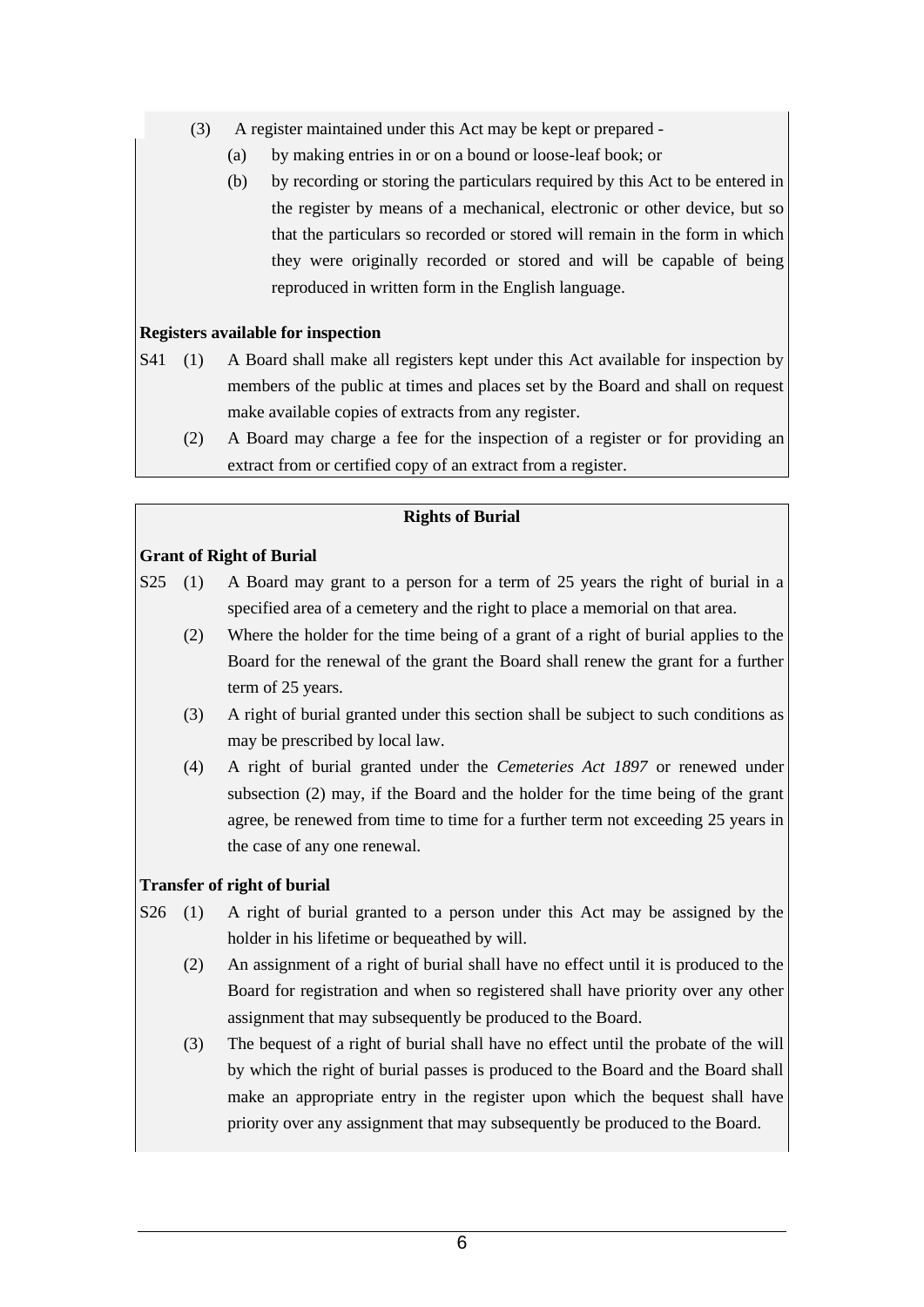(3) A register maintained under this Act may be kept or prepared -

(a) by making entries in or on a bound or loose-leaf book; or

(b) by recording or storing the particulars required by this Act to be entered in the register by means of a mechanical, electronic or other device, but so that the particulars so recorded or stored will remain in the form in which they were originally recorded or stored and will be capable of being reproduced in written form in the English language.

**Registers available for inspection**

S41 (1) A Board shall make all registers kept under this Act available for inspection by members of the public at times and places set by the Board and shall on request make available copies of extracts from any register.

(2) A Board may charge a fee for the inspection of a register or for providing an extract from or certified copy of an extract from a register.

## Rights of Burial

**Grant of Right of Burial**

S25 (1) A Board may grant to a person for a term of 25 years the right of burial in a specified area of a cemetery and the right to place a memorial on that area.

(2) Where the holder for the time being of a grant of a right of burial applies to the Board for the renewal of the grant the Board shall renew the grant for a further term of 25 years.

(3) A right of burial granted under this section shall be subject to such conditions as may be prescribed by local law.

(4) A right of burial granted under the *Cemeteries Act 1897* or renewed under subsection (2) may, if the Board and the holder for the time being of the grant agree, be renewed from time to time for a further term not exceeding 25 years in the case of any one renewal.

**Transfer of right of burial**

S26 (1) A right of burial granted to a person under this Act may be assigned by the holder in his lifetime or bequeathed by will.

(2) An assignment of a right of burial shall have no effect until it is produced to the Board for registration and when so registered shall have priority over any other assignment that may subsequently be produced to the Board.

(3) The bequest of a right of burial shall have no effect until the probate of the will by which the right of burial passes is produced to the Board and the Board shall make an appropriate entry in the register upon which the bequest shall have priority over any assignment that may subsequently be produced to the Board.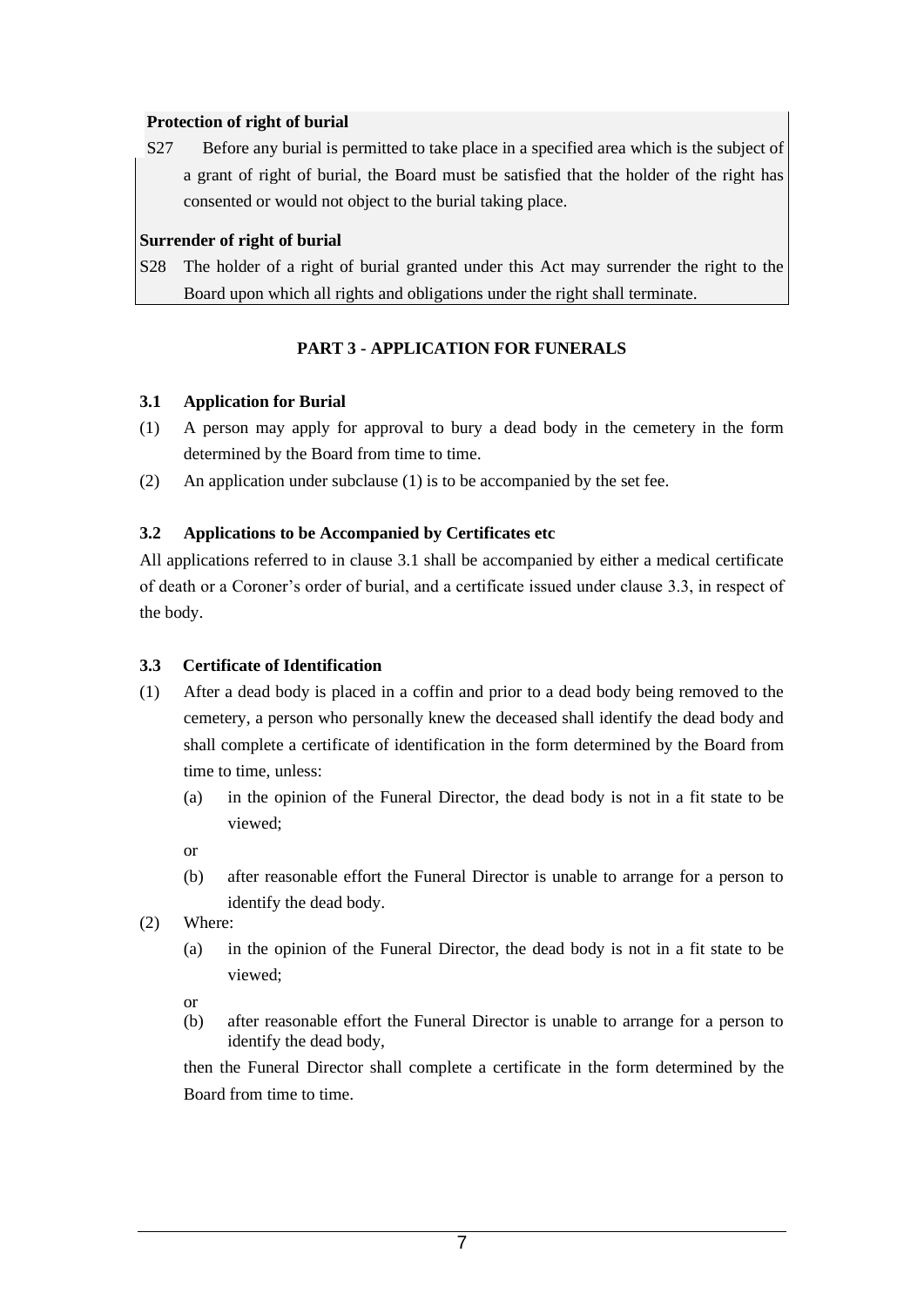**Protection of right of burial**

S27 Before any burial is permitted to take place in a specified area which is the subject of a grant of right of burial, the Board must be satisfied that the holder of the right has consented or would not object to the burial taking place.

**Surrender of right of burial**

S28 The holder of a right of burial granted under this Act may surrender the right to the Board upon which all rights and obligations under the right shall terminate.

## PART 3 - APPLICATION FOR FUNERALS

### 3.1 Application for Burial

(1) A person may apply for approval to bury a dead body in the cemetery in the form determined by the Board from time to time.

(2) An application under subclause (1) is to be accompanied by the set fee.

### 3.2 Applications to be Accompanied by Certificates etc

All applications referred to in clause 3.1 shall be accompanied by either a medical certificate of death or a Coroner's order of burial, and a certificate issued under clause 3.3, in respect of the body.

### 3.3 Certificate of Identification

(1) After a dead body is placed in a coffin and prior to a dead body being removed to the cemetery, a person who personally knew the deceased shall identify the dead body and shall complete a certificate of identification in the form determined by the Board from time to time, unless:

  (a) in the opinion of the Funeral Director, the dead body is not in a fit state to be viewed;

  or

  (b) after reasonable effort the Funeral Director is unable to arrange for a person to identify the dead body.

(2) Where:

  (a) in the opinion of the Funeral Director, the dead body is not in a fit state to be viewed;

  or

  (b) after reasonable effort the Funeral Director is unable to arrange for a person to identify the dead body,

  then the Funeral Director shall complete a certificate in the form determined by the Board from time to time.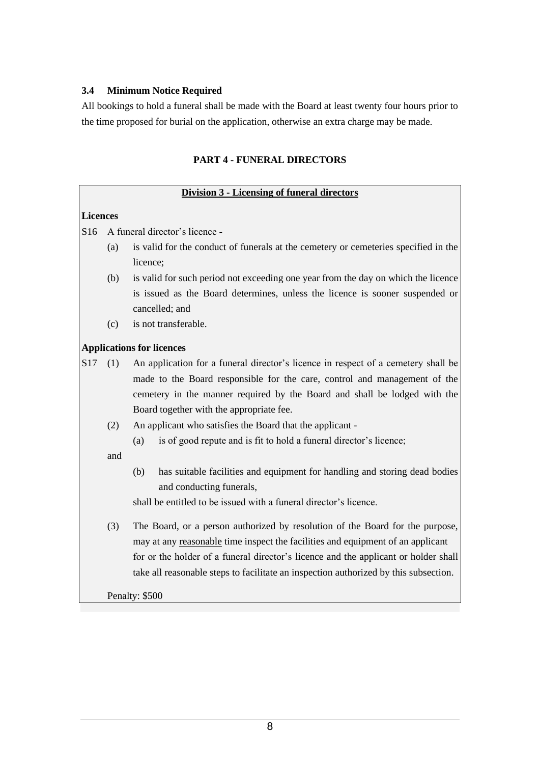### 3.4 Minimum Notice Required

All bookings to hold a funeral shall be made with the Board at least twenty four hours prior to the time proposed for burial on the application, otherwise an extra charge may be made.

## PART 4 - FUNERAL DIRECTORS

**Division 3 - Licensing of funeral directors**

**Licences**

S16 A funeral director's licence -

- (a) is valid for the conduct of funerals at the cemetery or cemeteries specified in the licence;
- (b) is valid for such period not exceeding one year from the day on which the licence is issued as the Board determines, unless the licence is sooner suspended or cancelled; and
- (c) is not transferable.

**Applications for licences**

S17 (1) An application for a funeral director's licence in respect of a cemetery shall be made to the Board responsible for the care, control and management of the cemetery in the manner required by the Board and shall be lodged with the Board together with the appropriate fee.

(2) An applicant who satisfies the Board that the applicant -

- (a) is of good repute and is fit to hold a funeral director's licence;

and

- (b) has suitable facilities and equipment for handling and storing dead bodies and conducting funerals,

shall be entitled to be issued with a funeral director's licence.

(3) The Board, or a person authorized by resolution of the Board for the purpose, may at any reasonable time inspect the facilities and equipment of an applicant for or the holder of a funeral director's licence and the applicant or holder shall take all reasonable steps to facilitate an inspection authorized by this subsection.

Penalty: $500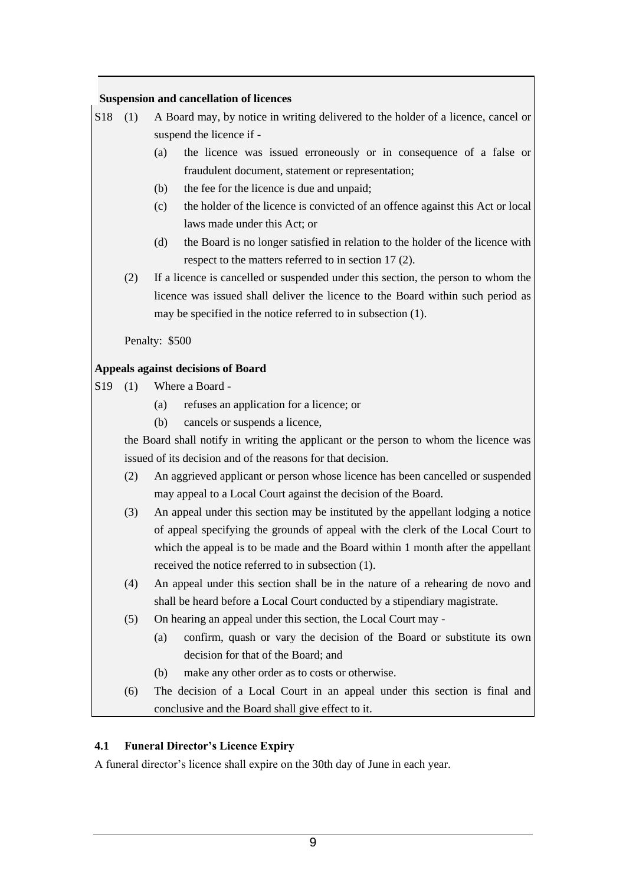**Suspension and cancellation of licences**

S18 (1) A Board may, by notice in writing delivered to the holder of a licence, cancel or suspend the licence if -

(a) the licence was issued erroneously or in consequence of a false or fraudulent document, statement or representation;

(b) the fee for the licence is due and unpaid;

(c) the holder of the licence is convicted of an offence against this Act or local laws made under this Act; or

(d) the Board is no longer satisfied in relation to the holder of the licence with respect to the matters referred to in section 17 (2).

(2) If a licence is cancelled or suspended under this section, the person to whom the licence was issued shall deliver the licence to the Board within such period as may be specified in the notice referred to in subsection (1).

Penalty: $500

**Appeals against decisions of Board**

S19 (1) Where a Board -

(a) refuses an application for a licence; or

(b) cancels or suspends a licence,

the Board shall notify in writing the applicant or the person to whom the licence was issued of its decision and of the reasons for that decision.

(2) An aggrieved applicant or person whose licence has been cancelled or suspended may appeal to a Local Court against the decision of the Board.

(3) An appeal under this section may be instituted by the appellant lodging a notice of appeal specifying the grounds of appeal with the clerk of the Local Court to which the appeal is to be made and the Board within 1 month after the appellant received the notice referred to in subsection (1).

(4) An appeal under this section shall be in the nature of a rehearing de novo and shall be heard before a Local Court conducted by a stipendiary magistrate.

(5) On hearing an appeal under this section, the Local Court may -

(a) confirm, quash or vary the decision of the Board or substitute its own decision for that of the Board; and

(b) make any other order as to costs or otherwise.

(6) The decision of a Local Court in an appeal under this section is final and conclusive and the Board shall give effect to it.

### 4.1 Funeral Director's Licence Expiry

A funeral director's licence shall expire on the 30th day of June in each year.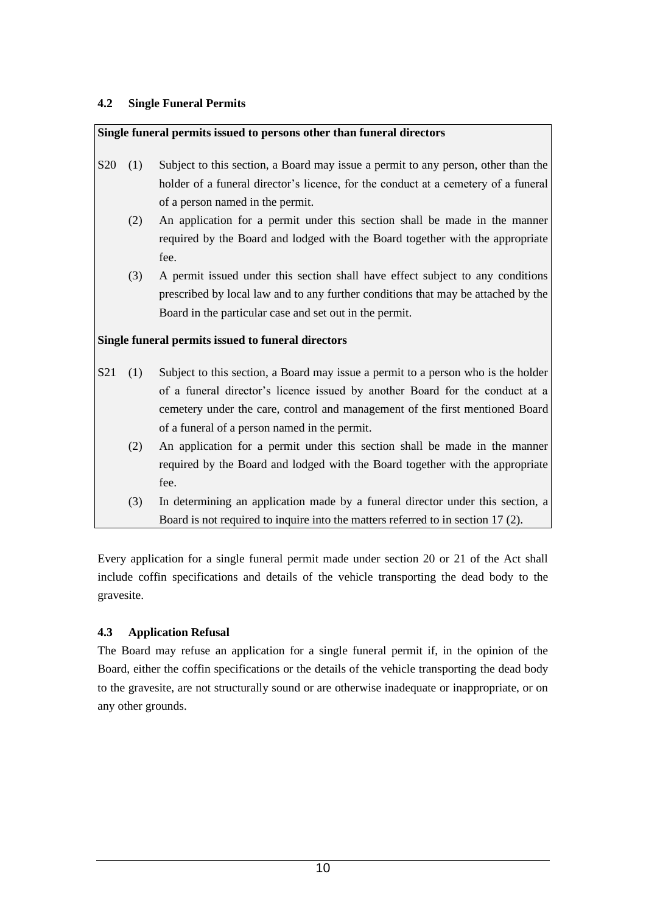### 4.2 Single Funeral Permits

**Single funeral permits issued to persons other than funeral directors**

S20 (1) Subject to this section, a Board may issue a permit to any person, other than the holder of a funeral director's licence, for the conduct at a cemetery of a funeral of a person named in the permit.

(2) An application for a permit under this section shall be made in the manner required by the Board and lodged with the Board together with the appropriate fee.

(3) A permit issued under this section shall have effect subject to any conditions prescribed by local law and to any further conditions that may be attached by the Board in the particular case and set out in the permit.

**Single funeral permits issued to funeral directors**

S21 (1) Subject to this section, a Board may issue a permit to a person who is the holder of a funeral director's licence issued by another Board for the conduct at a cemetery under the care, control and management of the first mentioned Board of a funeral of a person named in the permit.

(2) An application for a permit under this section shall be made in the manner required by the Board and lodged with the Board together with the appropriate fee.

(3) In determining an application made by a funeral director under this section, a Board is not required to inquire into the matters referred to in section 17 (2).

Every application for a single funeral permit made under section 20 or 21 of the Act shall include coffin specifications and details of the vehicle transporting the dead body to the gravesite.

### 4.3 Application Refusal

The Board may refuse an application for a single funeral permit if, in the opinion of the Board, either the coffin specifications or the details of the vehicle transporting the dead body to the gravesite, are not structurally sound or are otherwise inadequate or inappropriate, or on any other grounds.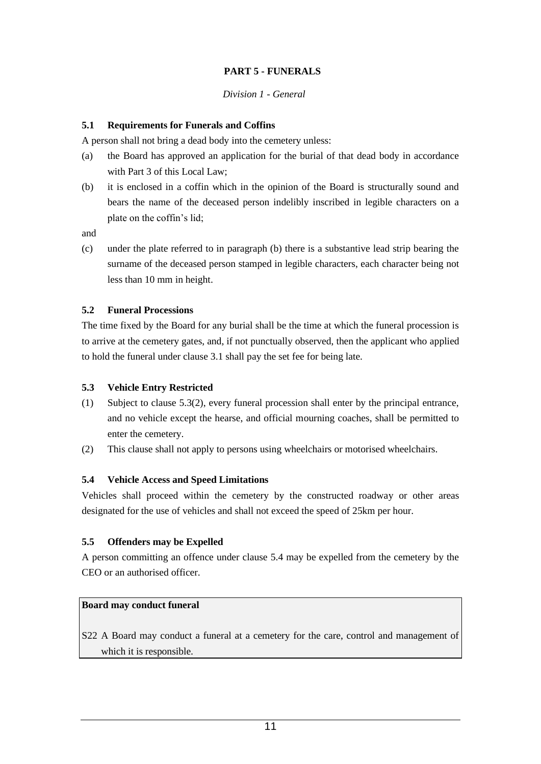# PART 5 - FUNERALS

*Division 1 - General*

### 5.1 Requirements for Funerals and Coffins

A person shall not bring a dead body into the cemetery unless:

(a) the Board has approved an application for the burial of that dead body in accordance with Part 3 of this Local Law;

(b) it is enclosed in a coffin which in the opinion of the Board is structurally sound and bears the name of the deceased person indelibly inscribed in legible characters on a plate on the coffin's lid;

and

(c) under the plate referred to in paragraph (b) there is a substantive lead strip bearing the surname of the deceased person stamped in legible characters, each character being not less than 10 mm in height.

### 5.2 Funeral Processions

The time fixed by the Board for any burial shall be the time at which the funeral procession is to arrive at the cemetery gates, and, if not punctually observed, then the applicant who applied to hold the funeral under clause 3.1 shall pay the set fee for being late.

### 5.3 Vehicle Entry Restricted

(1) Subject to clause 5.3(2), every funeral procession shall enter by the principal entrance, and no vehicle except the hearse, and official mourning coaches, shall be permitted to enter the cemetery.

(2) This clause shall not apply to persons using wheelchairs or motorised wheelchairs.

### 5.4 Vehicle Access and Speed Limitations

Vehicles shall proceed within the cemetery by the constructed roadway or other areas designated for the use of vehicles and shall not exceed the speed of 25km per hour.

### 5.5 Offenders may be Expelled

A person committing an offence under clause 5.4 may be expelled from the cemetery by the CEO or an authorised officer.

> **Board may conduct funeral**
>
> S22 A Board may conduct a funeral at a cemetery for the care, control and management of which it is responsible.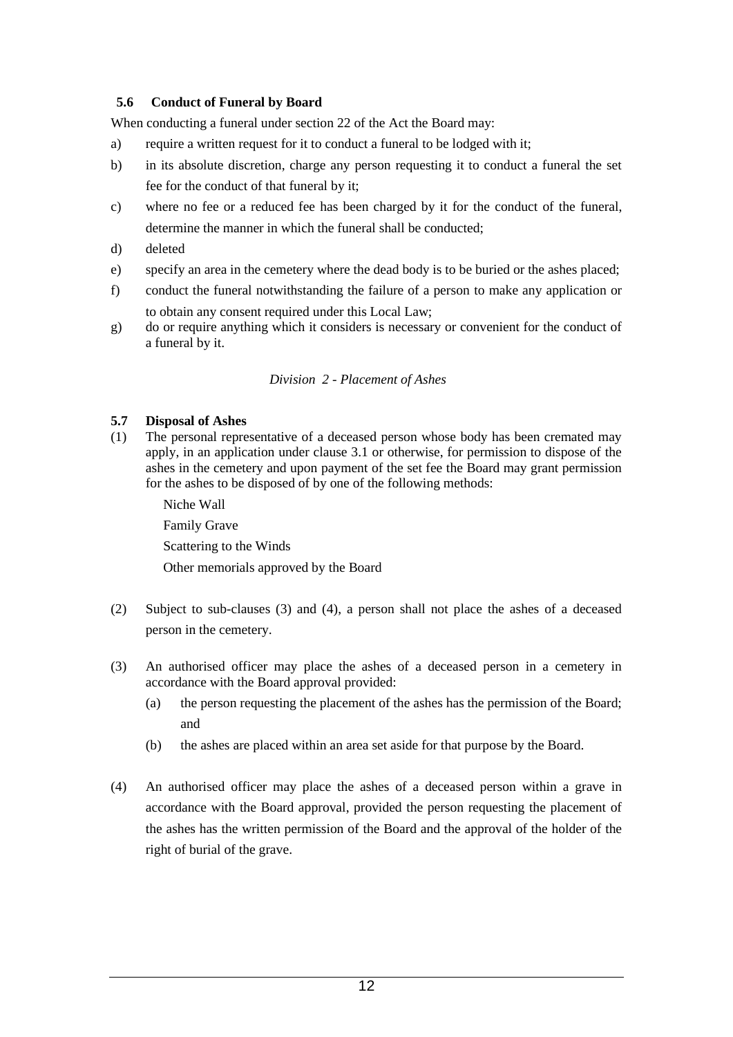### 5.6 Conduct of Funeral by Board

When conducting a funeral under section 22 of the Act the Board may:

a) require a written request for it to conduct a funeral to be lodged with it;

b) in its absolute discretion, charge any person requesting it to conduct a funeral the set fee for the conduct of that funeral by it;

c) where no fee or a reduced fee has been charged by it for the conduct of the funeral, determine the manner in which the funeral shall be conducted;

d) deleted

e) specify an area in the cemetery where the dead body is to be buried or the ashes placed;

f) conduct the funeral notwithstanding the failure of a person to make any application or to obtain any consent required under this Local Law;

g) do or require anything which it considers is necessary or convenient for the conduct of a funeral by it.

*Division 2 - Placement of Ashes*

### 5.7 Disposal of Ashes

(1) The personal representative of a deceased person whose body has been cremated may apply, in an application under clause 3.1 or otherwise, for permission to dispose of the ashes in the cemetery and upon payment of the set fee the Board may grant permission for the ashes to be disposed of by one of the following methods:

Niche Wall

Family Grave

Scattering to the Winds

Other memorials approved by the Board

(2) Subject to sub-clauses (3) and (4), a person shall not place the ashes of a deceased person in the cemetery.

(3) An authorised officer may place the ashes of a deceased person in a cemetery in accordance with the Board approval provided:

(a) the person requesting the placement of the ashes has the permission of the Board; and

(b) the ashes are placed within an area set aside for that purpose by the Board.

(4) An authorised officer may place the ashes of a deceased person within a grave in accordance with the Board approval, provided the person requesting the placement of the ashes has the written permission of the Board and the approval of the holder of the right of burial of the grave.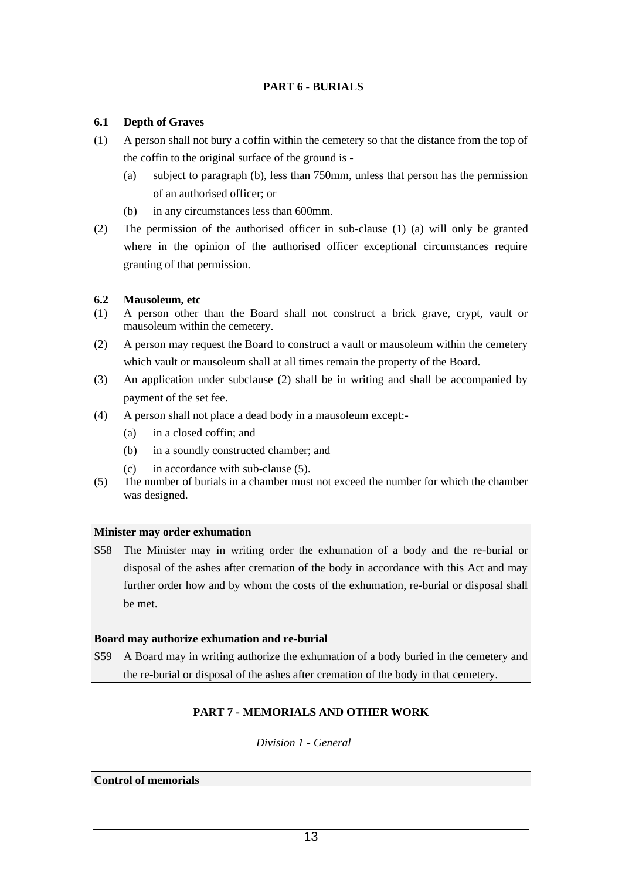## PART 6 - BURIALS

### 6.1 Depth of Graves

(1) A person shall not bury a coffin within the cemetery so that the distance from the top of the coffin to the original surface of the ground is -

(a) subject to paragraph (b), less than 750mm, unless that person has the permission of an authorised officer; or

(b) in any circumstances less than 600mm.

(2) The permission of the authorised officer in sub-clause (1) (a) will only be granted where in the opinion of the authorised officer exceptional circumstances require granting of that permission.

### 6.2 Mausoleum, etc

(1) A person other than the Board shall not construct a brick grave, crypt, vault or mausoleum within the cemetery.

(2) A person may request the Board to construct a vault or mausoleum within the cemetery which vault or mausoleum shall at all times remain the property of the Board.

(3) An application under subclause (2) shall be in writing and shall be accompanied by payment of the set fee.

(4) A person shall not place a dead body in a mausoleum except:-

(a) in a closed coffin; and

(b) in a soundly constructed chamber; and

(c) in accordance with sub-clause (5).

(5) The number of burials in a chamber must not exceed the number for which the chamber was designed.

**Minister may order exhumation**

S58 The Minister may in writing order the exhumation of a body and the re-burial or disposal of the ashes after cremation of the body in accordance with this Act and may further order how and by whom the costs of the exhumation, re-burial or disposal shall be met.

**Board may authorize exhumation and re-burial**

S59 A Board may in writing authorize the exhumation of a body buried in the cemetery and the re-burial or disposal of the ashes after cremation of the body in that cemetery.

## PART 7 - MEMORIALS AND OTHER WORK

*Division 1 - General*

**Control of memorials**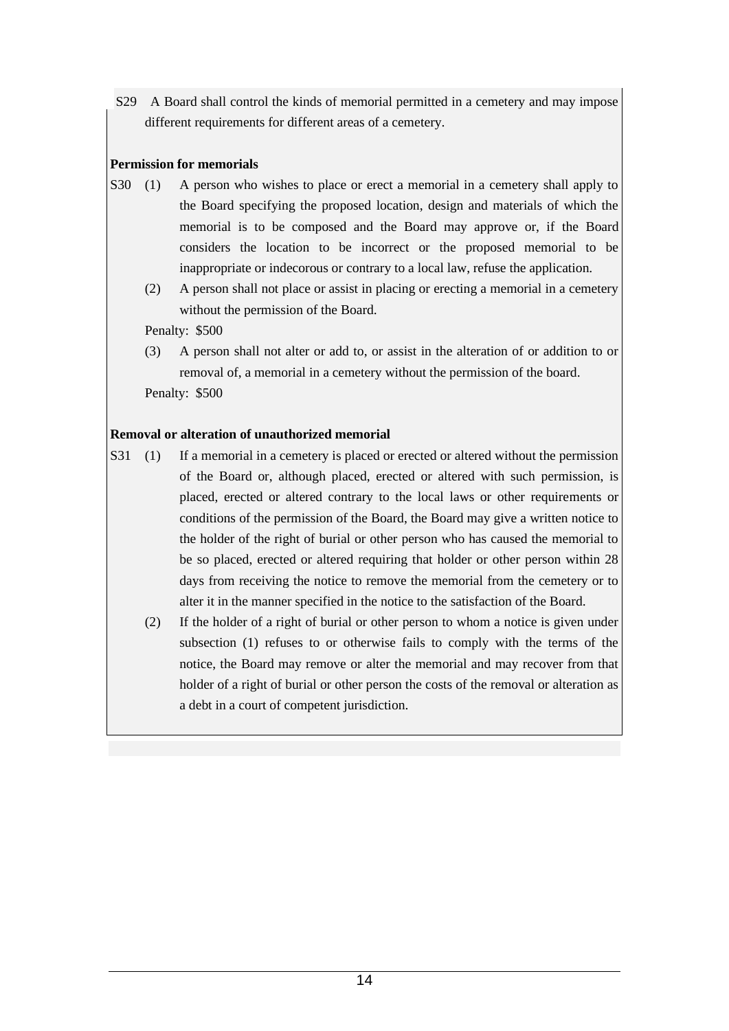S29 A Board shall control the kinds of memorial permitted in a cemetery and may impose different requirements for different areas of a cemetery.

**Permission for memorials**

S30 (1) A person who wishes to place or erect a memorial in a cemetery shall apply to the Board specifying the proposed location, design and materials of which the memorial is to be composed and the Board may approve or, if the Board considers the location to be incorrect or the proposed memorial to be inappropriate or indecorous or contrary to a local law, refuse the application.

(2) A person shall not place or assist in placing or erecting a memorial in a cemetery without the permission of the Board.

Penalty: $500

(3) A person shall not alter or add to, or assist in the alteration of or addition to or removal of, a memorial in a cemetery without the permission of the board.

Penalty: $500

**Removal or alteration of unauthorized memorial**

S31 (1) If a memorial in a cemetery is placed or erected or altered without the permission of the Board or, although placed, erected or altered with such permission, is placed, erected or altered contrary to the local laws or other requirements or conditions of the permission of the Board, the Board may give a written notice to the holder of the right of burial or other person who has caused the memorial to be so placed, erected or altered requiring that holder or other person within 28 days from receiving the notice to remove the memorial from the cemetery or to alter it in the manner specified in the notice to the satisfaction of the Board.

(2) If the holder of a right of burial or other person to whom a notice is given under subsection (1) refuses to or otherwise fails to comply with the terms of the notice, the Board may remove or alter the memorial and may recover from that holder of a right of burial or other person the costs of the removal or alteration as a debt in a court of competent jurisdiction.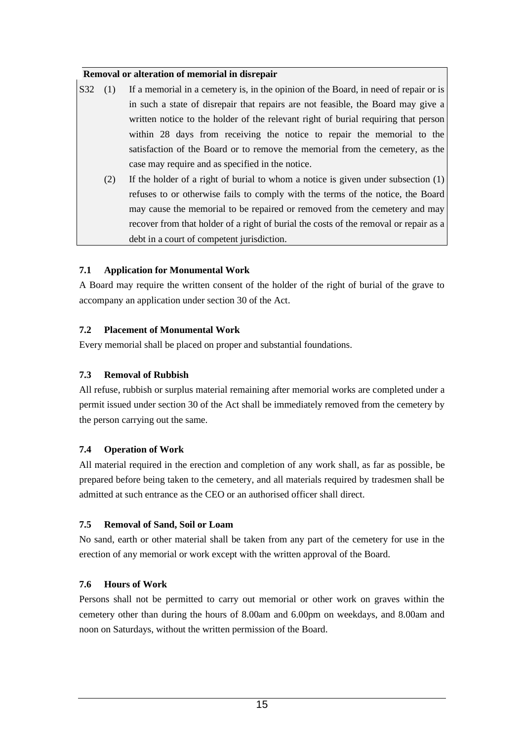**Removal or alteration of memorial in disrepair**

S32 (1) If a memorial in a cemetery is, in the opinion of the Board, in need of repair or is in such a state of disrepair that repairs are not feasible, the Board may give a written notice to the holder of the relevant right of burial requiring that person within 28 days from receiving the notice to repair the memorial to the satisfaction of the Board or to remove the memorial from the cemetery, as the case may require and as specified in the notice.

(2) If the holder of a right of burial to whom a notice is given under subsection (1) refuses to or otherwise fails to comply with the terms of the notice, the Board may cause the memorial to be repaired or removed from the cemetery and may recover from that holder of a right of burial the costs of the removal or repair as a debt in a court of competent jurisdiction.

### 7.1 Application for Monumental Work

A Board may require the written consent of the holder of the right of burial of the grave to accompany an application under section 30 of the Act.

### 7.2 Placement of Monumental Work

Every memorial shall be placed on proper and substantial foundations.

### 7.3 Removal of Rubbish

All refuse, rubbish or surplus material remaining after memorial works are completed under a permit issued under section 30 of the Act shall be immediately removed from the cemetery by the person carrying out the same.

### 7.4 Operation of Work

All material required in the erection and completion of any work shall, as far as possible, be prepared before being taken to the cemetery, and all materials required by tradesmen shall be admitted at such entrance as the CEO or an authorised officer shall direct.

### 7.5 Removal of Sand, Soil or Loam

No sand, earth or other material shall be taken from any part of the cemetery for use in the erection of any memorial or work except with the written approval of the Board.

### 7.6 Hours of Work

Persons shall not be permitted to carry out memorial or other work on graves within the cemetery other than during the hours of 8.00am and 6.00pm on weekdays, and 8.00am and noon on Saturdays, without the written permission of the Board.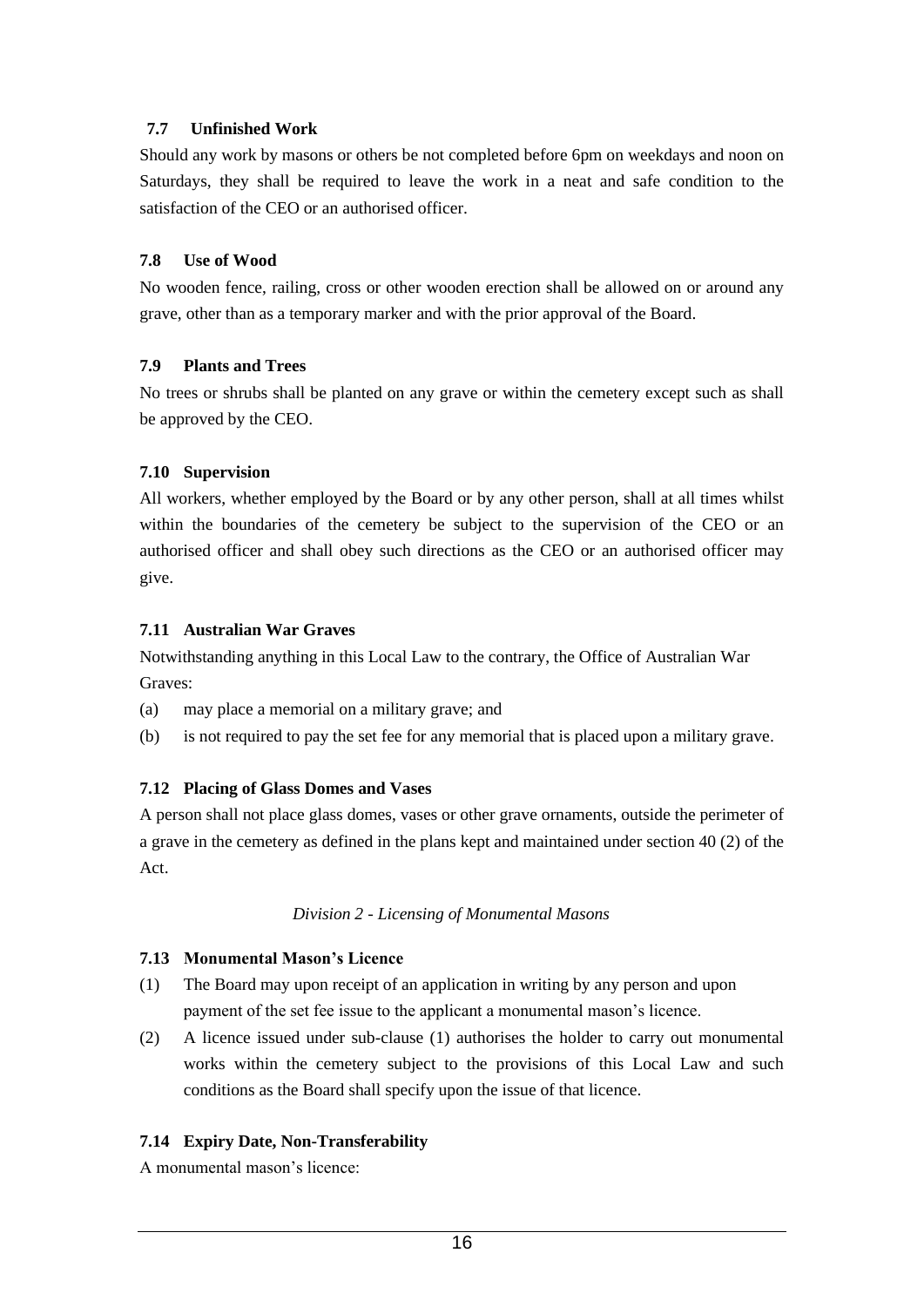### 7.7 Unfinished Work

Should any work by masons or others be not completed before 6pm on weekdays and noon on Saturdays, they shall be required to leave the work in a neat and safe condition to the satisfaction of the CEO or an authorised officer.

### 7.8 Use of Wood

No wooden fence, railing, cross or other wooden erection shall be allowed on or around any grave, other than as a temporary marker and with the prior approval of the Board.

### 7.9 Plants and Trees

No trees or shrubs shall be planted on any grave or within the cemetery except such as shall be approved by the CEO.

### 7.10 Supervision

All workers, whether employed by the Board or by any other person, shall at all times whilst within the boundaries of the cemetery be subject to the supervision of the CEO or an authorised officer and shall obey such directions as the CEO or an authorised officer may give.

### 7.11 Australian War Graves

Notwithstanding anything in this Local Law to the contrary, the Office of Australian War Graves:

(a) may place a memorial on a military grave; and

(b) is not required to pay the set fee for any memorial that is placed upon a military grave.

### 7.12 Placing of Glass Domes and Vases

A person shall not place glass domes, vases or other grave ornaments, outside the perimeter of a grave in the cemetery as defined in the plans kept and maintained under section 40 (2) of the Act.

*Division 2 - Licensing of Monumental Masons*

### 7.13 Monumental Mason's Licence

(1) The Board may upon receipt of an application in writing by any person and upon payment of the set fee issue to the applicant a monumental mason's licence.

(2) A licence issued under sub-clause (1) authorises the holder to carry out monumental works within the cemetery subject to the provisions of this Local Law and such conditions as the Board shall specify upon the issue of that licence.

### 7.14 Expiry Date, Non-Transferability

A monumental mason's licence: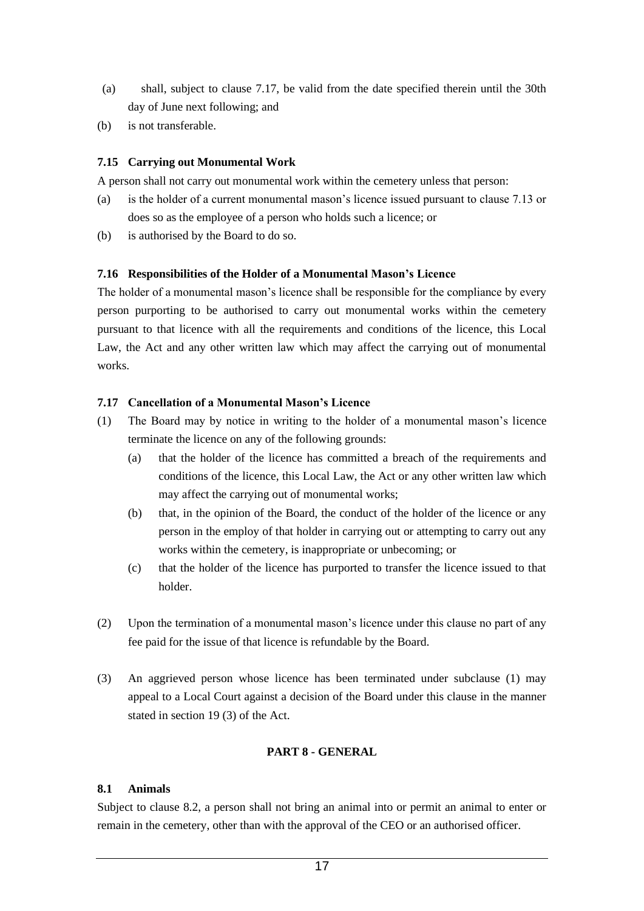(a) shall, subject to clause 7.17, be valid from the date specified therein until the 30th day of June next following; and

(b) is not transferable.

**7.15 Carrying out Monumental Work**

A person shall not carry out monumental work within the cemetery unless that person:

(a) is the holder of a current monumental mason's licence issued pursuant to clause 7.13 or does so as the employee of a person who holds such a licence; or

(b) is authorised by the Board to do so.

**7.16 Responsibilities of the Holder of a Monumental Mason's Licence**

The holder of a monumental mason's licence shall be responsible for the compliance by every person purporting to be authorised to carry out monumental works within the cemetery pursuant to that licence with all the requirements and conditions of the licence, this Local Law, the Act and any other written law which may affect the carrying out of monumental works.

**7.17 Cancellation of a Monumental Mason's Licence**

(1) The Board may by notice in writing to the holder of a monumental mason's licence terminate the licence on any of the following grounds:

   (a) that the holder of the licence has committed a breach of the requirements and conditions of the licence, this Local Law, the Act or any other written law which may affect the carrying out of monumental works;

   (b) that, in the opinion of the Board, the conduct of the holder of the licence or any person in the employ of that holder in carrying out or attempting to carry out any works within the cemetery, is inappropriate or unbecoming; or

   (c) that the holder of the licence has purported to transfer the licence issued to that holder.

(2) Upon the termination of a monumental mason's licence under this clause no part of any fee paid for the issue of that licence is refundable by the Board.

(3) An aggrieved person whose licence has been terminated under subclause (1) may appeal to a Local Court against a decision of the Board under this clause in the manner stated in section 19 (3) of the Act.

## PART 8 - GENERAL

**8.1 Animals**

Subject to clause 8.2, a person shall not bring an animal into or permit an animal to enter or remain in the cemetery, other than with the approval of the CEO or an authorised officer.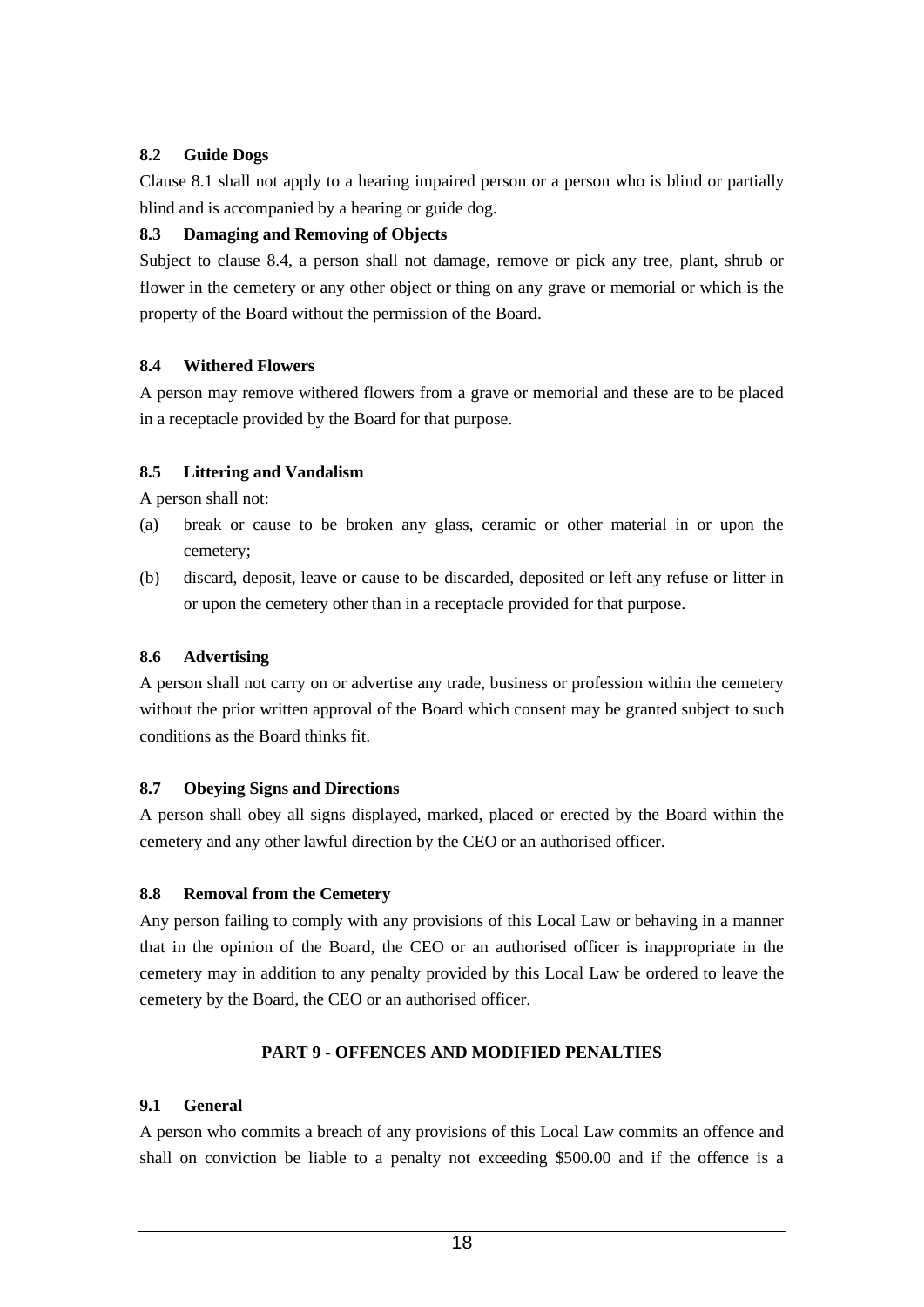### 8.2 Guide Dogs

Clause 8.1 shall not apply to a hearing impaired person or a person who is blind or partially blind and is accompanied by a hearing or guide dog.

### 8.3 Damaging and Removing of Objects

Subject to clause 8.4, a person shall not damage, remove or pick any tree, plant, shrub or flower in the cemetery or any other object or thing on any grave or memorial or which is the property of the Board without the permission of the Board.

### 8.4 Withered Flowers

A person may remove withered flowers from a grave or memorial and these are to be placed in a receptacle provided by the Board for that purpose.

### 8.5 Littering and Vandalism

A person shall not:

(a) break or cause to be broken any glass, ceramic or other material in or upon the cemetery;

(b) discard, deposit, leave or cause to be discarded, deposited or left any refuse or litter in or upon the cemetery other than in a receptacle provided for that purpose.

### 8.6 Advertising

A person shall not carry on or advertise any trade, business or profession within the cemetery without the prior written approval of the Board which consent may be granted subject to such conditions as the Board thinks fit.

### 8.7 Obeying Signs and Directions

A person shall obey all signs displayed, marked, placed or erected by the Board within the cemetery and any other lawful direction by the CEO or an authorised officer.

### 8.8 Removal from the Cemetery

Any person failing to comply with any provisions of this Local Law or behaving in a manner that in the opinion of the Board, the CEO or an authorised officer is inappropriate in the cemetery may in addition to any penalty provided by this Local Law be ordered to leave the cemetery by the Board, the CEO or an authorised officer.

## PART 9 - OFFENCES AND MODIFIED PENALTIES

### 9.1 General

A person who commits a breach of any provisions of this Local Law commits an offence and shall on conviction be liable to a penalty not exceeding $500.00 and if the offence is a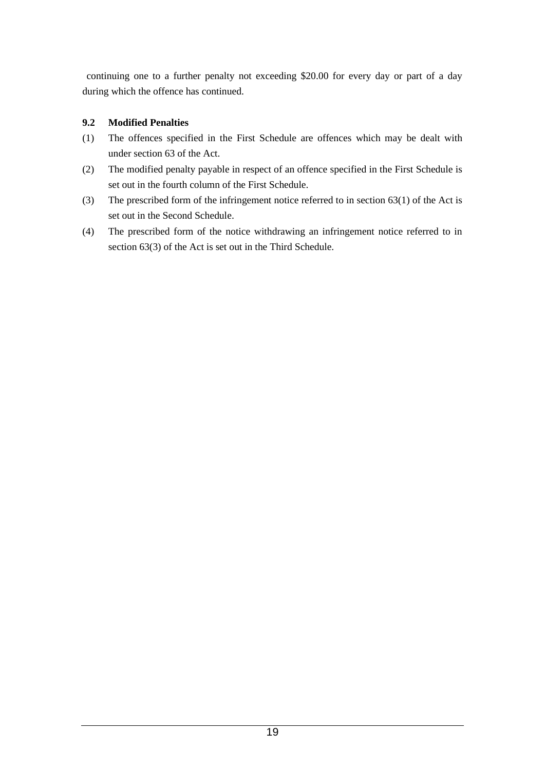continuing one to a further penalty not exceeding $20.00 for every day or part of a day during which the offence has continued.

**9.2 Modified Penalties**

(1) The offences specified in the First Schedule are offences which may be dealt with under section 63 of the Act.

(2) The modified penalty payable in respect of an offence specified in the First Schedule is set out in the fourth column of the First Schedule.

(3) The prescribed form of the infringement notice referred to in section 63(1) of the Act is set out in the Second Schedule.

(4) The prescribed form of the notice withdrawing an infringement notice referred to in section 63(3) of the Act is set out in the Third Schedule.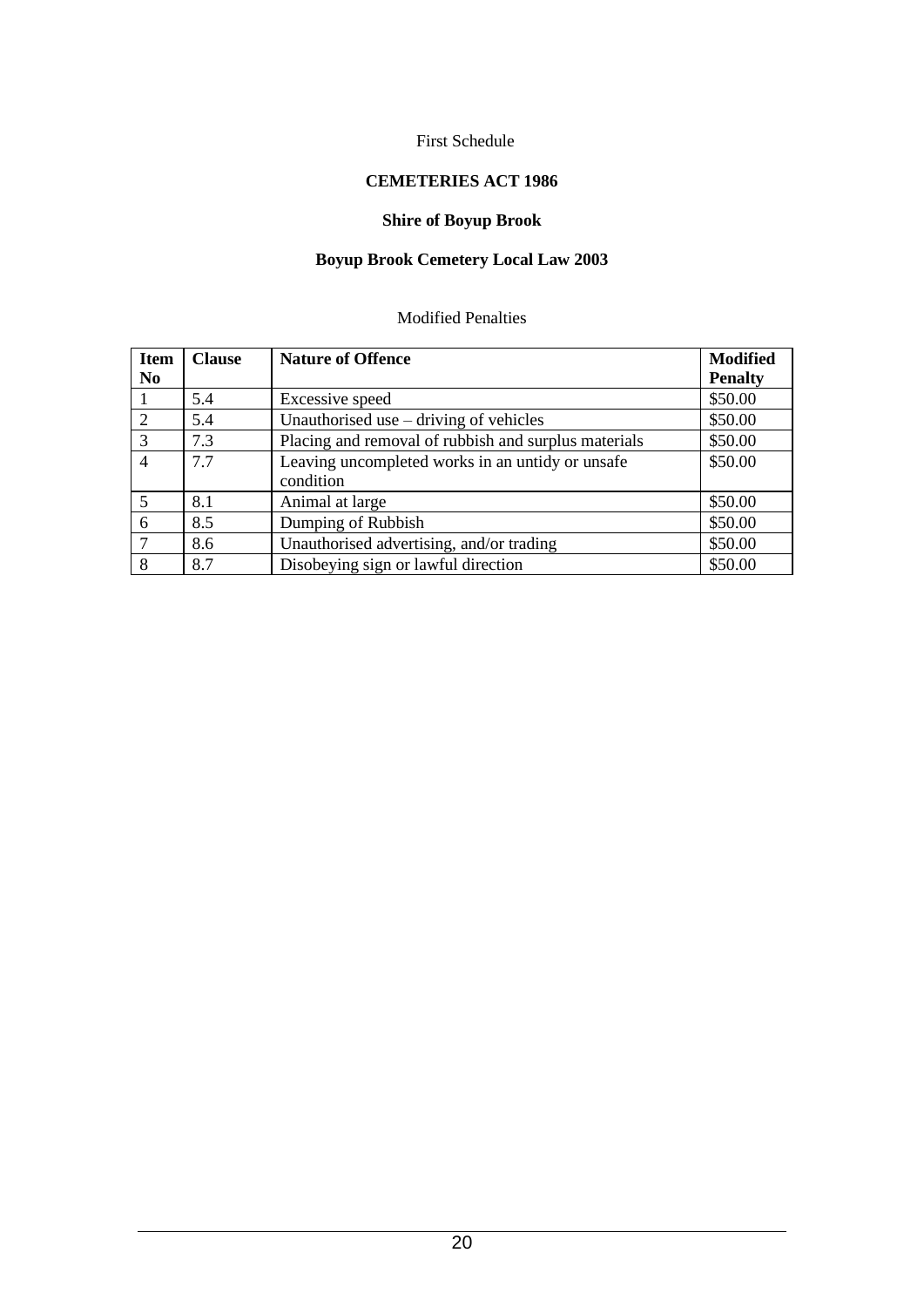First Schedule

**CEMETERIES ACT 1986**

**Shire of Boyup Brook**

**Boyup Brook Cemetery Local Law 2003**

Modified Penalties

| Item No | Clause | Nature of Offence | Modified Penalty |
|---|---|---|---|
| 1 | 5.4 | Excessive speed | $50.00 |
| 2 | 5.4 | Unauthorised use – driving of vehicles | $50.00 |
| 3 | 7.3 | Placing and removal of rubbish and surplus materials | $50.00 |
| 4 | 7.7 | Leaving uncompleted works in an untidy or unsafe condition | $50.00 |
| 5 | 8.1 | Animal at large | $50.00 |
| 6 | 8.5 | Dumping of Rubbish | $50.00 |
| 7 | 8.6 | Unauthorised advertising, and/or trading | $50.00 |
| 8 | 8.7 | Disobeying sign or lawful direction | $50.00 |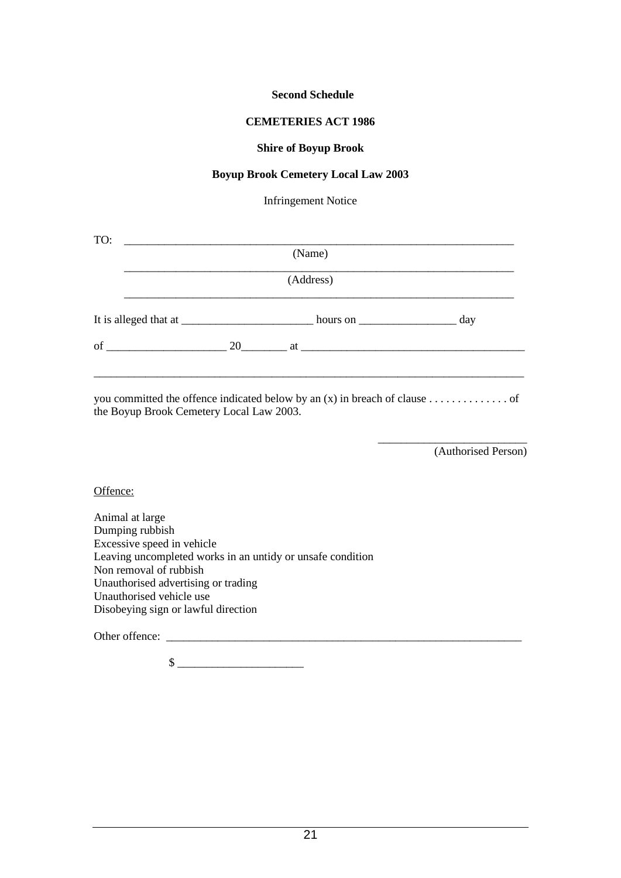**Second Schedule**

**CEMETERIES ACT 1986**

**Shire of Boyup Brook**

**Boyup Brook Cemetery Local Law 2003**

Infringement Notice

TO: ______________________________________________________________________

(Name)

______________________________________________________________________

(Address)

______________________________________________________________________

It is alleged that at ________________________ hours on __________________ day

of _____________________ 20________ at ________________________________________

______________________________________________________________________________

you committed the offence indicated below by an (x) in breach of clause . . . . . . . . . . . . . . of the Boyup Brook Cemetery Local Law 2003.

__________________________
(Authorised Person)

Offence:

Animal at large
Dumping rubbish
Excessive speed in vehicle
Leaving uncompleted works in an untidy or unsafe condition
Non removal of rubbish
Unauthorised advertising or trading
Unauthorised vehicle use
Disobeying sign or lawful direction

Other offence: _________________________________________________________________

$ ______________________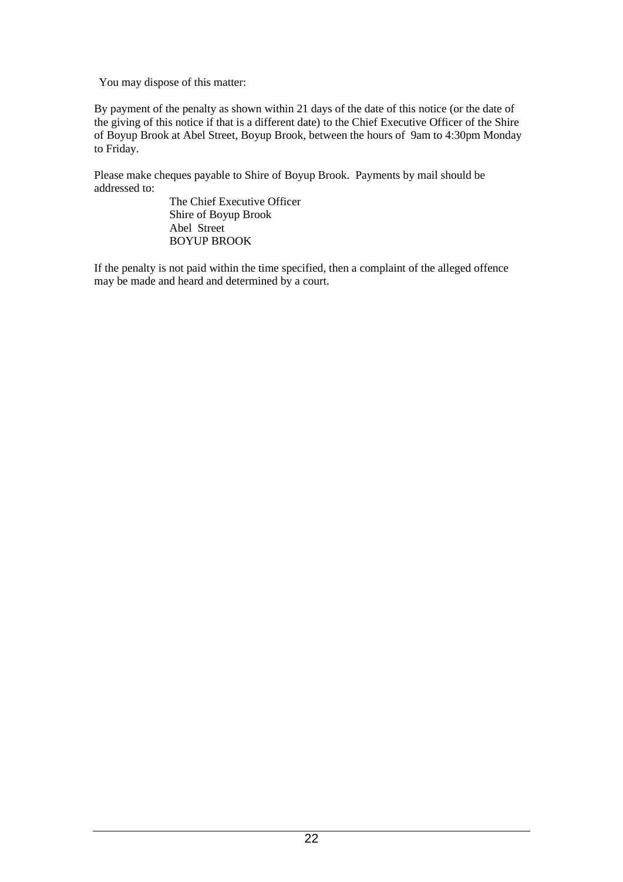You may dispose of this matter:

By payment of the penalty as shown within 21 days of the date of this notice (or the date of the giving of this notice if that is a different date) to the Chief Executive Officer of the Shire of Boyup Brook at Abel Street, Boyup Brook, between the hours of 9am to 4:30pm Monday to Friday.

Please make cheques payable to Shire of Boyup Brook. Payments by mail should be addressed to:

The Chief Executive Officer
Shire of Boyup Brook
Abel Street
BOYUP BROOK

If the penalty is not paid within the time specified, then a complaint of the alleged offence may be made and heard and determined by a court.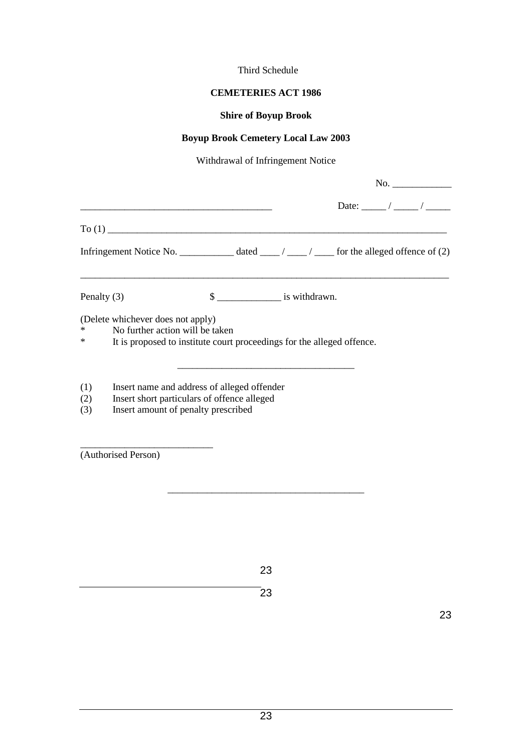Third Schedule

**CEMETERIES ACT 1986**

**Shire of Boyup Brook**

**Boyup Brook Cemetery Local Law 2003**

Withdrawal of Infringement Notice

No. ____________

_______________________________________ Date: _____ / _____ / _____

To (1) ________________________________________________________________________

Infringement Notice No. ___________ dated ____ / ____ / ____ for the alleged offence of (2)

______________________________________________________________________________

Penalty (3) $ _____________ is withdrawn.

(Delete whichever does not apply)

- No further action will be taken
- It is proposed to institute court proceedings for the alleged offence.

___________________________________

(1) Insert name and address of alleged offender
(2) Insert short particulars of offence alleged
(3) Insert amount of penalty prescribed

___________________________
(Authorised Person)

________________________________________